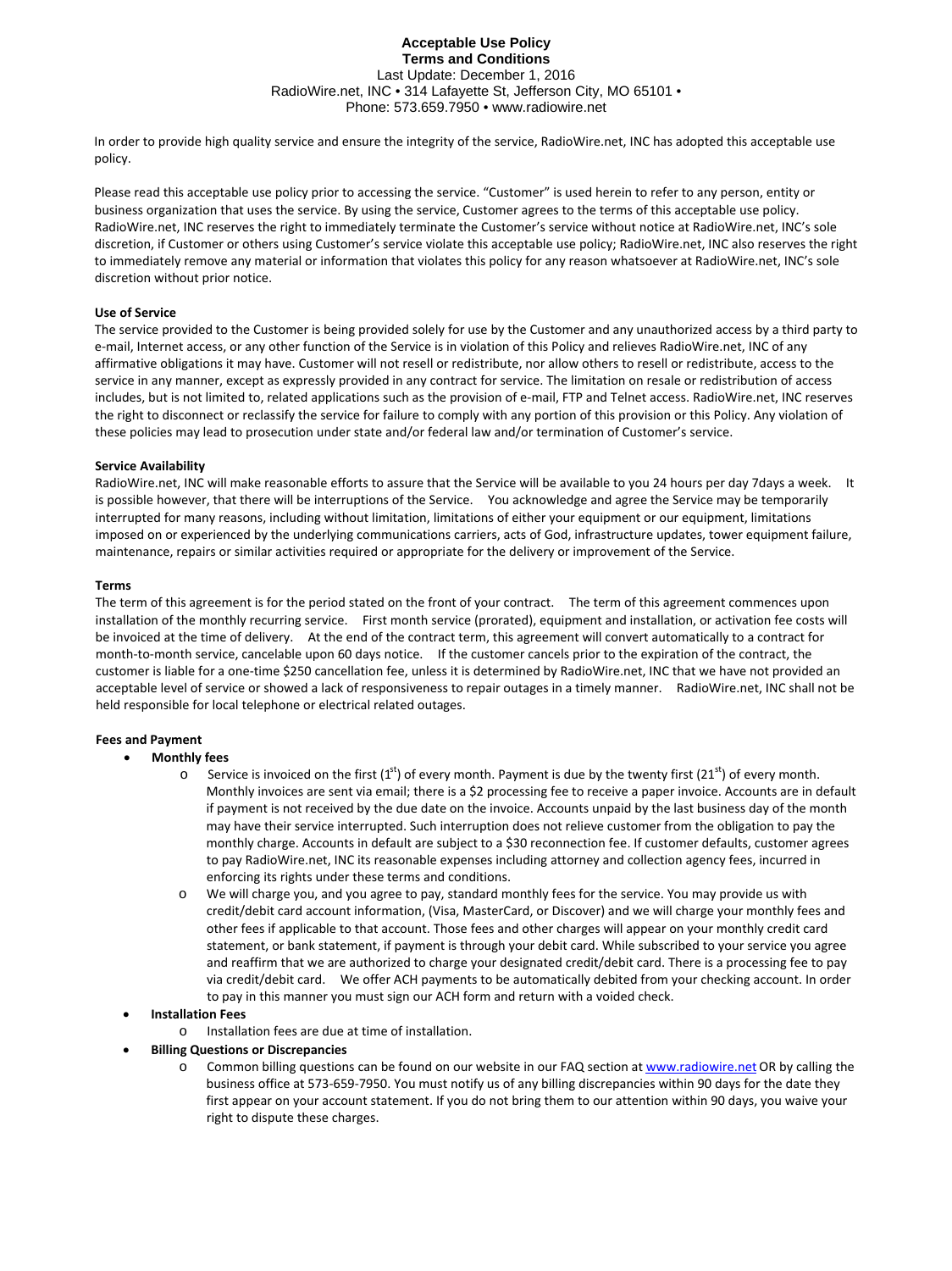# Acceptable Use Policy
## Terms and Conditions

Last Update: December 1, 2016

RadioWire.net, INC • 314 Lafayette St, Jefferson City, MO 65101 •
Phone: 573.659.7950 • www.radiowire.net

In order to provide high quality service and ensure the integrity of the service, RadioWire.net, INC has adopted this acceptable use policy.

Please read this acceptable use policy prior to accessing the service. "Customer" is used herein to refer to any person, entity or business organization that uses the service. By using the service, Customer agrees to the terms of this acceptable use policy. RadioWire.net, INC reserves the right to immediately terminate the Customer's service without notice at RadioWire.net, INC's sole discretion, if Customer or others using Customer's service violate this acceptable use policy; RadioWire.net, INC also reserves the right to immediately remove any material or information that violates this policy for any reason whatsoever at RadioWire.net, INC's sole discretion without prior notice.

**Use of Service**

The service provided to the Customer is being provided solely for use by the Customer and any unauthorized access by a third party to e-mail, Internet access, or any other function of the Service is in violation of this Policy and relieves RadioWire.net, INC of any affirmative obligations it may have. Customer will not resell or redistribute, nor allow others to resell or redistribute, access to the service in any manner, except as expressly provided in any contract for service. The limitation on resale or redistribution of access includes, but is not limited to, related applications such as the provision of e-mail, FTP and Telnet access. RadioWire.net, INC reserves the right to disconnect or reclassify the service for failure to comply with any portion of this provision or this Policy. Any violation of these policies may lead to prosecution under state and/or federal law and/or termination of Customer's service.

**Service Availability**

RadioWire.net, INC will make reasonable efforts to assure that the Service will be available to you 24 hours per day 7days a week. It is possible however, that there will be interruptions of the Service. You acknowledge and agree the Service may be temporarily interrupted for many reasons, including without limitation, limitations of either your equipment or our equipment, limitations imposed on or experienced by the underlying communications carriers, acts of God, infrastructure updates, tower equipment failure, maintenance, repairs or similar activities required or appropriate for the delivery or improvement of the Service.

**Terms**

The term of this agreement is for the period stated on the front of your contract. The term of this agreement commences upon installation of the monthly recurring service. First month service (prorated), equipment and installation, or activation fee costs will be invoiced at the time of delivery. At the end of the contract term, this agreement will convert automatically to a contract for month-to-month service, cancelable upon 60 days notice. If the customer cancels prior to the expiration of the contract, the customer is liable for a one-time $250 cancellation fee, unless it is determined by RadioWire.net, INC that we have not provided an acceptable level of service or showed a lack of responsiveness to repair outages in a timely manner. RadioWire.net, INC shall not be held responsible for local telephone or electrical related outages.

**Fees and Payment**

- **Monthly fees**
  - Service is invoiced on the first (1st) of every month. Payment is due by the twenty first (21st) of every month. Monthly invoices are sent via email; there is a $2 processing fee to receive a paper invoice. Accounts are in default if payment is not received by the due date on the invoice. Accounts unpaid by the last business day of the month may have their service interrupted. Such interruption does not relieve customer from the obligation to pay the monthly charge. Accounts in default are subject to a $30 reconnection fee. If customer defaults, customer agrees to pay RadioWire.net, INC its reasonable expenses including attorney and collection agency fees, incurred in enforcing its rights under these terms and conditions.
  - We will charge you, and you agree to pay, standard monthly fees for the service. You may provide us with credit/debit card account information, (Visa, MasterCard, or Discover) and we will charge your monthly fees and other fees if applicable to that account. Those fees and other charges will appear on your monthly credit card statement, or bank statement, if payment is through your debit card. While subscribed to your service you agree and reaffirm that we are authorized to charge your designated credit/debit card. There is a processing fee to pay via credit/debit card. We offer ACH payments to be automatically debited from your checking account. In order to pay in this manner you must sign our ACH form and return with a voided check.
- **Installation Fees**
  - Installation fees are due at time of installation.
- **Billing Questions or Discrepancies**
  - Common billing questions can be found on our website in our FAQ section at www.radiowire.net OR by calling the business office at 573-659-7950. You must notify us of any billing discrepancies within 90 days for the date they first appear on your account statement. If you do not bring them to our attention within 90 days, you waive your right to dispute these charges.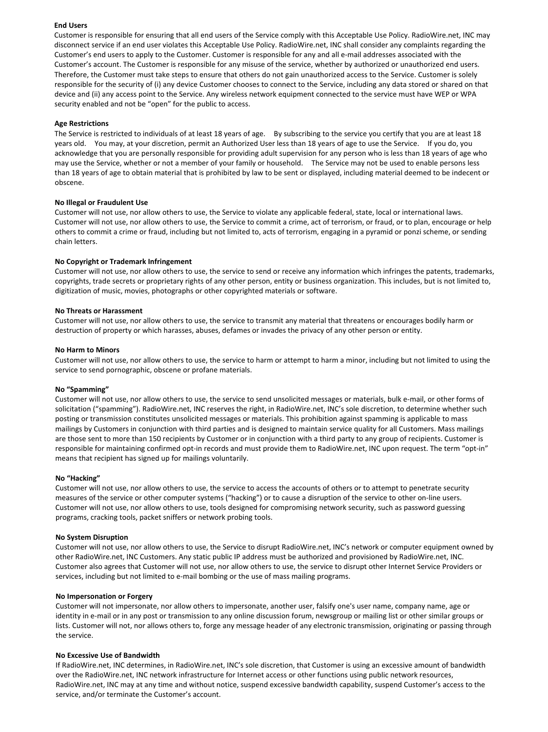**End Users**

Customer is responsible for ensuring that all end users of the Service comply with this Acceptable Use Policy. RadioWire.net, INC may disconnect service if an end user violates this Acceptable Use Policy. RadioWire.net, INC shall consider any complaints regarding the Customer's end users to apply to the Customer. Customer is responsible for any and all e-mail addresses associated with the Customer's account. The Customer is responsible for any misuse of the service, whether by authorized or unauthorized end users. Therefore, the Customer must take steps to ensure that others do not gain unauthorized access to the Service. Customer is solely responsible for the security of (i) any device Customer chooses to connect to the Service, including any data stored or shared on that device and (ii) any access point to the Service. Any wireless network equipment connected to the service must have WEP or WPA security enabled and not be "open" for the public to access.

**Age Restrictions**

The Service is restricted to individuals of at least 18 years of age. By subscribing to the service you certify that you are at least 18 years old. You may, at your discretion, permit an Authorized User less than 18 years of age to use the Service. If you do, you acknowledge that you are personally responsible for providing adult supervision for any person who is less than 18 years of age who may use the Service, whether or not a member of your family or household. The Service may not be used to enable persons less than 18 years of age to obtain material that is prohibited by law to be sent or displayed, including material deemed to be indecent or obscene.

**No Illegal or Fraudulent Use**

Customer will not use, nor allow others to use, the Service to violate any applicable federal, state, local or international laws. Customer will not use, nor allow others to use, the Service to commit a crime, act of terrorism, or fraud, or to plan, encourage or help others to commit a crime or fraud, including but not limited to, acts of terrorism, engaging in a pyramid or ponzi scheme, or sending chain letters.

**No Copyright or Trademark Infringement**

Customer will not use, nor allow others to use, the service to send or receive any information which infringes the patents, trademarks, copyrights, trade secrets or proprietary rights of any other person, entity or business organization. This includes, but is not limited to, digitization of music, movies, photographs or other copyrighted materials or software.

**No Threats or Harassment**

Customer will not use, nor allow others to use, the service to transmit any material that threatens or encourages bodily harm or destruction of property or which harasses, abuses, defames or invades the privacy of any other person or entity.

**No Harm to Minors**

Customer will not use, nor allow others to use, the service to harm or attempt to harm a minor, including but not limited to using the service to send pornographic, obscene or profane materials.

**No "Spamming"**

Customer will not use, nor allow others to use, the service to send unsolicited messages or materials, bulk e-mail, or other forms of solicitation ("spamming"). RadioWire.net, INC reserves the right, in RadioWire.net, INC's sole discretion, to determine whether such posting or transmission constitutes unsolicited messages or materials. This prohibition against spamming is applicable to mass mailings by Customers in conjunction with third parties and is designed to maintain service quality for all Customers. Mass mailings are those sent to more than 150 recipients by Customer or in conjunction with a third party to any group of recipients. Customer is responsible for maintaining confirmed opt-in records and must provide them to RadioWire.net, INC upon request. The term "opt-in" means that recipient has signed up for mailings voluntarily.

**No "Hacking"**

Customer will not use, nor allow others to use, the service to access the accounts of others or to attempt to penetrate security measures of the service or other computer systems ("hacking") or to cause a disruption of the service to other on-line users. Customer will not use, nor allow others to use, tools designed for compromising network security, such as password guessing programs, cracking tools, packet sniffers or network probing tools.

**No System Disruption**

Customer will not use, nor allow others to use, the Service to disrupt RadioWire.net, INC's network or computer equipment owned by other RadioWire.net, INC Customers. Any static public IP address must be authorized and provisioned by RadioWire.net, INC. Customer also agrees that Customer will not use, nor allow others to use, the service to disrupt other Internet Service Providers or services, including but not limited to e-mail bombing or the use of mass mailing programs.

**No Impersonation or Forgery**

Customer will not impersonate, nor allow others to impersonate, another user, falsify one's user name, company name, age or identity in e-mail or in any post or transmission to any online discussion forum, newsgroup or mailing list or other similar groups or lists. Customer will not, nor allows others to, forge any message header of any electronic transmission, originating or passing through the service.

**No Excessive Use of Bandwidth**

If RadioWire.net, INC determines, in RadioWire.net, INC's sole discretion, that Customer is using an excessive amount of bandwidth over the RadioWire.net, INC network infrastructure for Internet access or other functions using public network resources, RadioWire.net, INC may at any time and without notice, suspend excessive bandwidth capability, suspend Customer's access to the service, and/or terminate the Customer's account.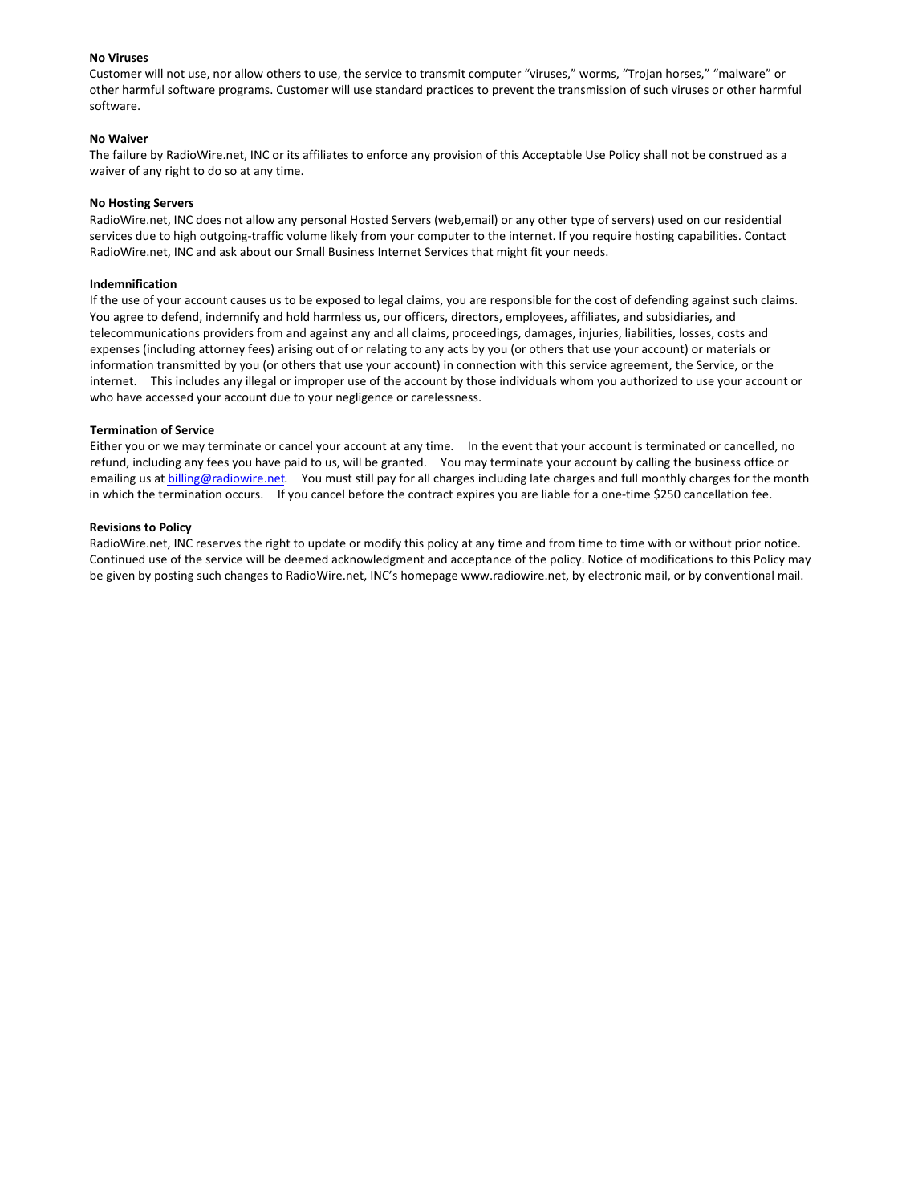**No Viruses**

Customer will not use, nor allow others to use, the service to transmit computer "viruses," worms, "Trojan horses," "malware" or other harmful software programs. Customer will use standard practices to prevent the transmission of such viruses or other harmful software.

**No Waiver**

The failure by RadioWire.net, INC or its affiliates to enforce any provision of this Acceptable Use Policy shall not be construed as a waiver of any right to do so at any time.

**No Hosting Servers**

RadioWire.net, INC does not allow any personal Hosted Servers (web,email) or any other type of servers) used on our residential services due to high outgoing-traffic volume likely from your computer to the internet. If you require hosting capabilities. Contact RadioWire.net, INC and ask about our Small Business Internet Services that might fit your needs.

**Indemnification**

If the use of your account causes us to be exposed to legal claims, you are responsible for the cost of defending against such claims. You agree to defend, indemnify and hold harmless us, our officers, directors, employees, affiliates, and subsidiaries, and telecommunications providers from and against any and all claims, proceedings, damages, injuries, liabilities, losses, costs and expenses (including attorney fees) arising out of or relating to any acts by you (or others that use your account) or materials or information transmitted by you (or others that use your account) in connection with this service agreement, the Service, or the internet. This includes any illegal or improper use of the account by those individuals whom you authorized to use your account or who have accessed your account due to your negligence or carelessness.

**Termination of Service**

Either you or we may terminate or cancel your account at any time. In the event that your account is terminated or cancelled, no refund, including any fees you have paid to us, will be granted. You may terminate your account by calling the business office or emailing us at billing@radiowire.net. You must still pay for all charges including late charges and full monthly charges for the month in which the termination occurs. If you cancel before the contract expires you are liable for a one-time $250 cancellation fee.

**Revisions to Policy**

RadioWire.net, INC reserves the right to update or modify this policy at any time and from time to time with or without prior notice. Continued use of the service will be deemed acknowledgment and acceptance of the policy. Notice of modifications to this Policy may be given by posting such changes to RadioWire.net, INC's homepage www.radiowire.net, by electronic mail, or by conventional mail.